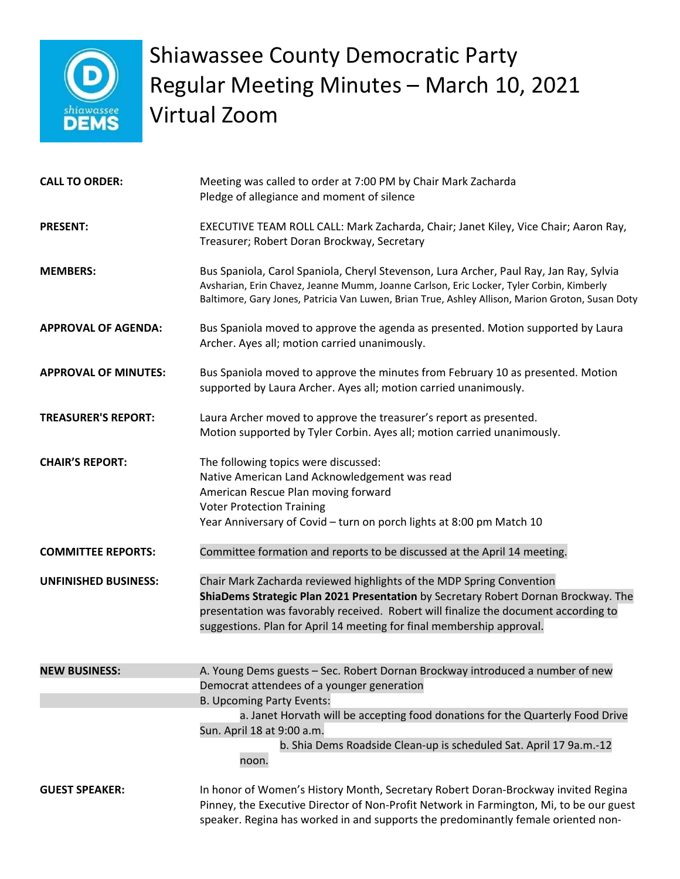# Shiawassee County Democratic Party Regular Meeting Minutes – March 10, 2021 Virtual Zoom

**CALL TO ORDER:** Meeting was called to order at 7:00 PM by Chair Mark Zacharda
Pledge of allegiance and moment of silence

**PRESENT:** EXECUTIVE TEAM ROLL CALL: Mark Zacharda, Chair; Janet Kiley, Vice Chair; Aaron Ray, Treasurer; Robert Doran Brockway, Secretary

**MEMBERS:** Bus Spaniola, Carol Spaniola, Cheryl Stevenson, Lura Archer, Paul Ray, Jan Ray, Sylvia Avsharian, Erin Chavez, Jeanne Mumm, Joanne Carlson, Eric Locker, Tyler Corbin, Kimberly Baltimore, Gary Jones, Patricia Van Luwen, Brian True, Ashley Allison, Marion Groton, Susan Doty

**APPROVAL OF AGENDA:** Bus Spaniola moved to approve the agenda as presented. Motion supported by Laura Archer. Ayes all; motion carried unanimously.

**APPROVAL OF MINUTES:** Bus Spaniola moved to approve the minutes from February 10 as presented. Motion supported by Laura Archer. Ayes all; motion carried unanimously.

**TREASURER'S REPORT:** Laura Archer moved to approve the treasurer's report as presented.
Motion supported by Tyler Corbin. Ayes all; motion carried unanimously.

**CHAIR'S REPORT:** The following topics were discussed:
Native American Land Acknowledgement was read
American Rescue Plan moving forward
Voter Protection Training
Year Anniversary of Covid – turn on porch lights at 8:00 pm Match 10

**COMMITTEE REPORTS:** Committee formation and reports to be discussed at the April 14 meeting.

**UNFINISHED BUSINESS:** Chair Mark Zacharda reviewed highlights of the MDP Spring Convention
**ShiaDems Strategic Plan 2021 Presentation** by Secretary Robert Dornan Brockway. The presentation was favorably received. Robert will finalize the document according to suggestions. Plan for April 14 meeting for final membership approval.

**NEW BUSINESS:** A. Young Dems guests – Sec. Robert Dornan Brockway introduced a number of new Democrat attendees of a younger generation
B. Upcoming Party Events:
a. Janet Horvath will be accepting food donations for the Quarterly Food Drive Sun. April 18 at 9:00 a.m.
b. Shia Dems Roadside Clean-up is scheduled Sat. April 17 9a.m.-12 noon.

**GUEST SPEAKER:** In honor of Women's History Month, Secretary Robert Doran-Brockway invited Regina Pinney, the Executive Director of Non-Profit Network in Farmington, Mi, to be our guest speaker. Regina has worked in and supports the predominantly female oriented non-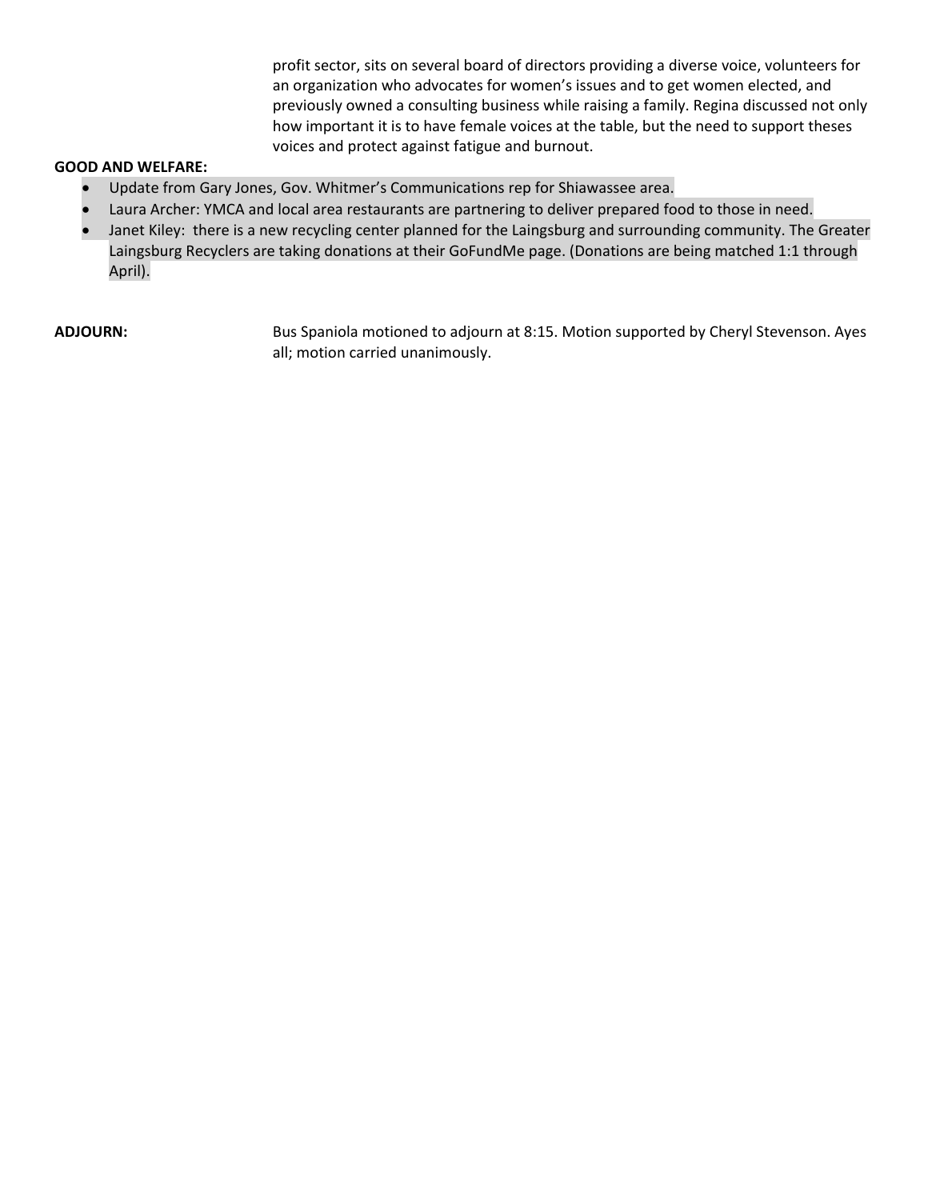profit sector, sits on several board of directors providing a diverse voice, volunteers for an organization who advocates for women's issues and to get women elected, and previously owned a consulting business while raising a family. Regina discussed not only how important it is to have female voices at the table, but the need to support theses voices and protect against fatigue and burnout.

**GOOD AND WELFARE:**

- Update from Gary Jones, Gov. Whitmer's Communications rep for Shiawassee area.
- Laura Archer: YMCA and local area restaurants are partnering to deliver prepared food to those in need.
- Janet Kiley: there is a new recycling center planned for the Laingsburg and surrounding community. The Greater Laingsburg Recyclers are taking donations at their GoFundMe page. (Donations are being matched 1:1 through April).

**ADJOURN:** Bus Spaniola motioned to adjourn at 8:15. Motion supported by Cheryl Stevenson. Ayes all; motion carried unanimously.